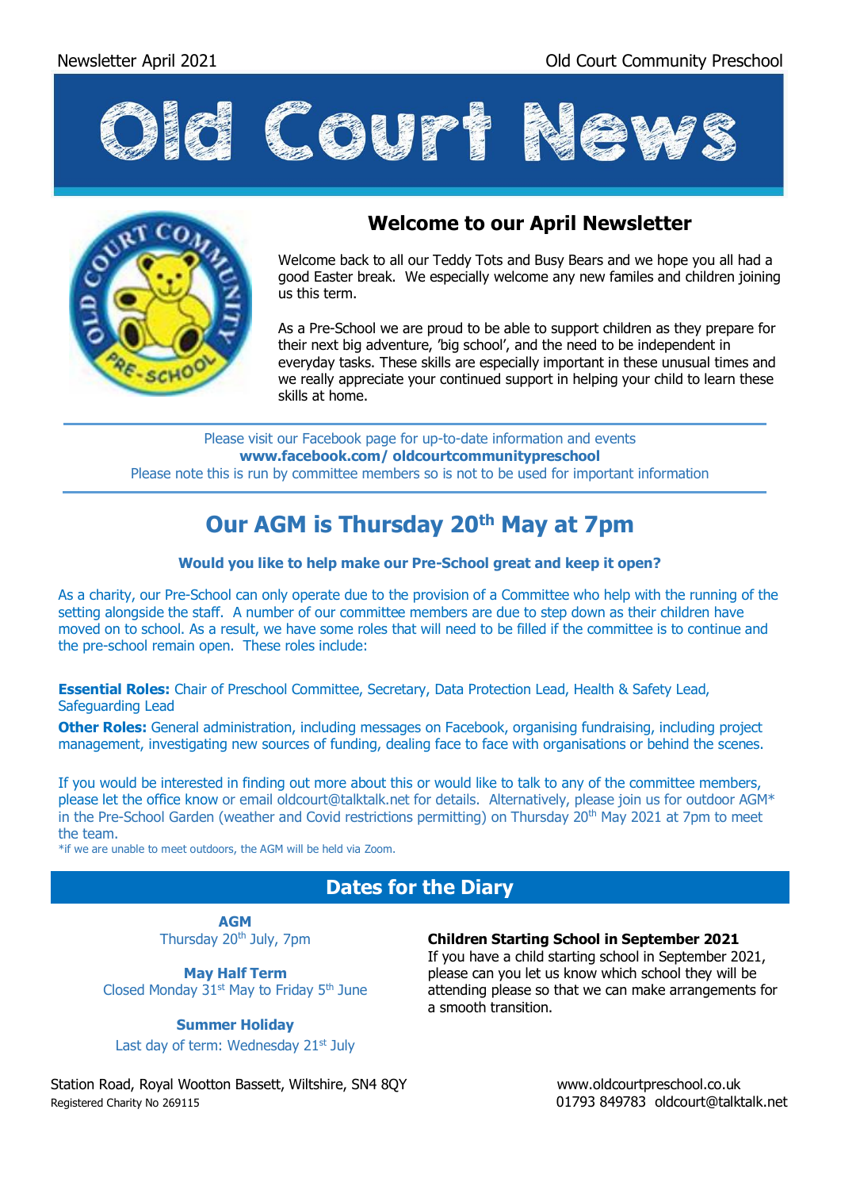Newsletter April 2021 — Old Court Community Preschool

# Old Court News

## Welcome to our April Newsletter

Welcome back to all our Teddy Tots and Busy Bears and we hope you all had a good Easter break. We especially welcome any new familes and children joining us this term.

As a Pre-School we are proud to be able to support children as they prepare for their next big adventure, 'big school', and the need to be independent in everyday tasks. These skills are especially important in these unusual times and we really appreciate your continued support in helping your child to learn these skills at home.

---

Please visit our Facebook page for up-to-date information and events
**www.facebook.com/ oldcourtcommunitypreschool**
Please note this is run by committee members so is not to be used for important information

---

## Our AGM is Thursday 20th May at 7pm

**Would you like to help make our Pre-School great and keep it open?**

As a charity, our Pre-School can only operate due to the provision of a Committee who help with the running of the setting alongside the staff. A number of our committee members are due to step down as their children have moved on to school. As a result, we have some roles that will need to be filled if the committee is to continue and the pre-school remain open. These roles include:

**Essential Roles:** Chair of Preschool Committee, Secretary, Data Protection Lead, Health & Safety Lead, Safeguarding Lead

**Other Roles:** General administration, including messages on Facebook, organising fundraising, including project management, investigating new sources of funding, dealing face to face with organisations or behind the scenes.

If you would be interested in finding out more about this or would like to talk to any of the committee members, please let the office know or email oldcourt@talktalk.net for details. Alternatively, please join us for outdoor AGM* in the Pre-School Garden (weather and Covid restrictions permitting) on Thursday 20th May 2021 at 7pm to meet the team.

*if we are unable to meet outdoors, the AGM will be held via Zoom.

## Dates for the Diary

**AGM**
Thursday 20th July, 7pm

**May Half Term**
Closed Monday 31st May to Friday 5th June

**Summer Holiday**
Last day of term: Wednesday 21st July

**Children Starting School in September 2021**
If you have a child starting school in September 2021, please can you let us know which school they will be attending please so that we can make arrangements for a smooth transition.

Station Road, Royal Wootton Bassett, Wiltshire, SN4 8QY
Registered Charity No 269115

www.oldcourtpreschool.co.uk
01793 849783 oldcourt@talktalk.net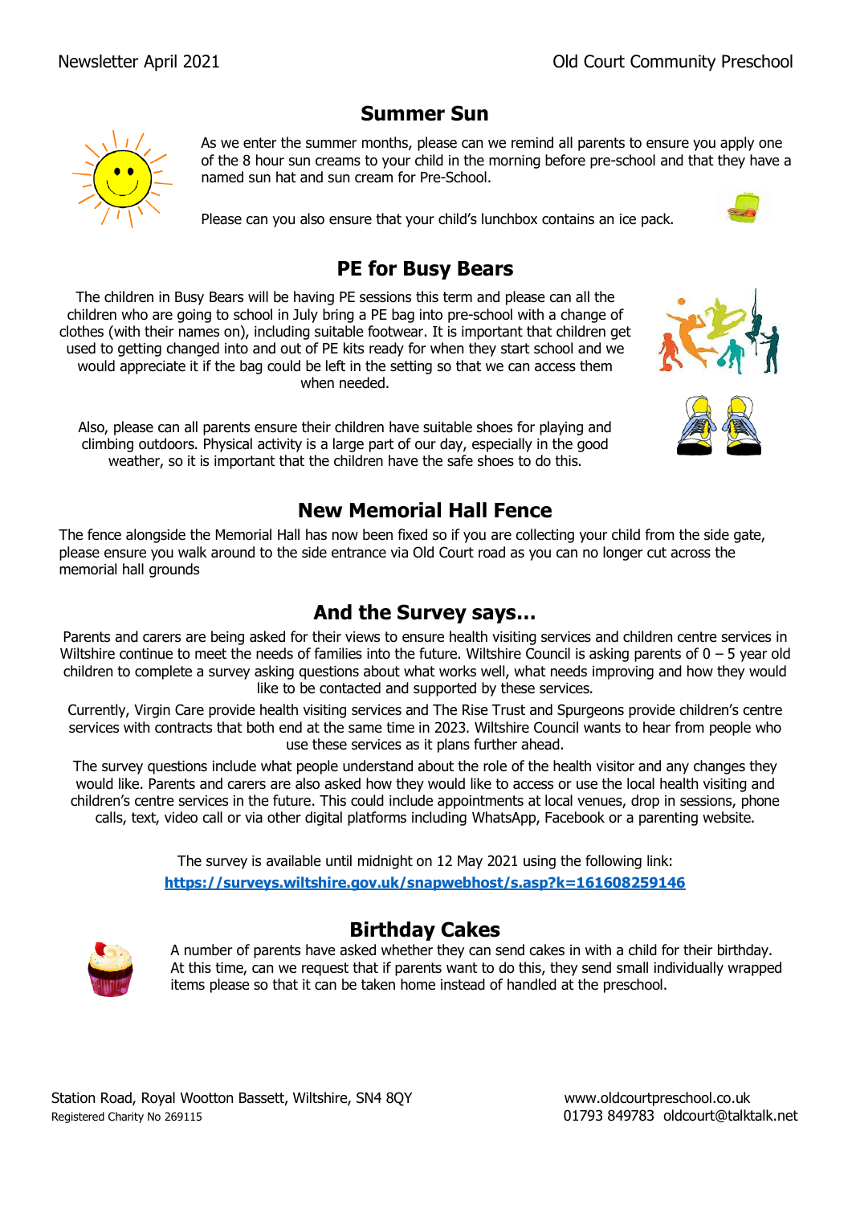## Summer Sun

As we enter the summer months, please can we remind all parents to ensure you apply one of the 8 hour sun creams to your child in the morning before pre-school and that they have a named sun hat and sun cream for Pre-School.

Please can you also ensure that your child's lunchbox contains an ice pack.

## PE for Busy Bears

The children in Busy Bears will be having PE sessions this term and please can all the children who are going to school in July bring a PE bag into pre-school with a change of clothes (with their names on), including suitable footwear. It is important that children get used to getting changed into and out of PE kits ready for when they start school and we would appreciate it if the bag could be left in the setting so that we can access them when needed.

Also, please can all parents ensure their children have suitable shoes for playing and climbing outdoors. Physical activity is a large part of our day, especially in the good weather, so it is important that the children have the safe shoes to do this.

## New Memorial Hall Fence

The fence alongside the Memorial Hall has now been fixed so if you are collecting your child from the side gate, please ensure you walk around to the side entrance via Old Court road as you can no longer cut across the memorial hall grounds

## And the Survey says…

Parents and carers are being asked for their views to ensure health visiting services and children centre services in Wiltshire continue to meet the needs of families into the future. Wiltshire Council is asking parents of 0 – 5 year old children to complete a survey asking questions about what works well, what needs improving and how they would like to be contacted and supported by these services.

Currently, Virgin Care provide health visiting services and The Rise Trust and Spurgeons provide children's centre services with contracts that both end at the same time in 2023. Wiltshire Council wants to hear from people who use these services as it plans further ahead.

The survey questions include what people understand about the role of the health visitor and any changes they would like. Parents and carers are also asked how they would like to access or use the local health visiting and children's centre services in the future. This could include appointments at local venues, drop in sessions, phone calls, text, video call or via other digital platforms including WhatsApp, Facebook or a parenting website.

The survey is available until midnight on 12 May 2021 using the following link:
**https://surveys.wiltshire.gov.uk/snapwebhost/s.asp?k=161608259146**

## Birthday Cakes

A number of parents have asked whether they can send cakes in with a child for their birthday. At this time, can we request that if parents want to do this, they send small individually wrapped items please so that it can be taken home instead of handled at the preschool.

Station Road, Royal Wootton Bassett, Wiltshire, SN4 8QY
Registered Charity No 269115

www.oldcourtpreschool.co.uk
01793 849783 oldcourt@talktalk.net